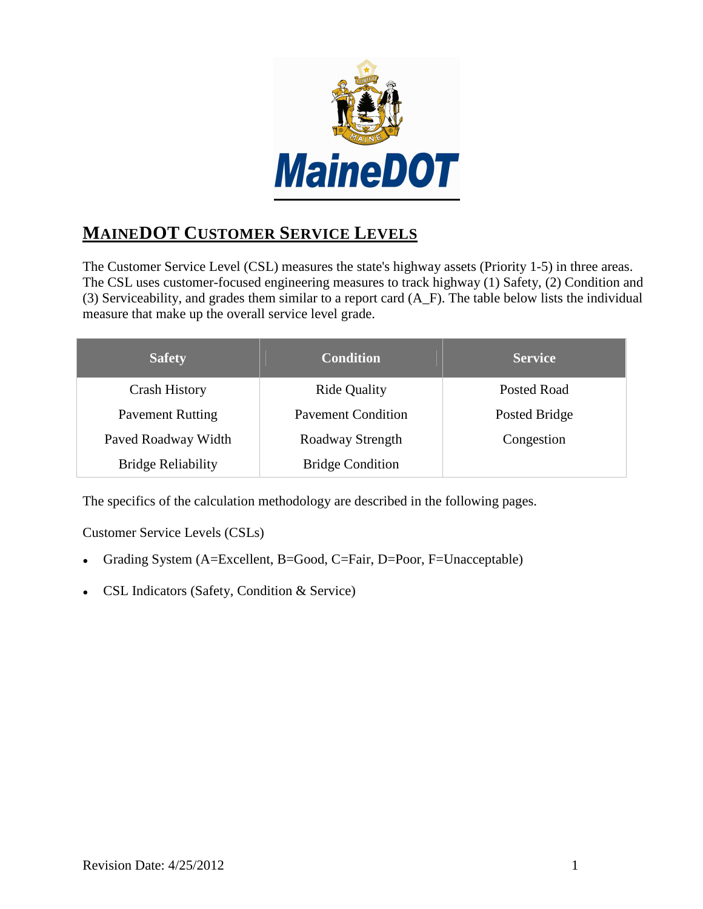MaineDOT

# MAINEDOT CUSTOMER SERVICE LEVELS

The Customer Service Level (CSL) measures the state's highway assets (Priority 1-5) in three areas. The CSL uses customer-focused engineering measures to track highway (1) Safety, (2) Condition and (3) Serviceability, and grades them similar to a report card (A_F). The table below lists the individual measure that make up the overall service level grade.

| Safety | Condition | Service |
|---|---|---|
| Crash History | Ride Quality | Posted Road |
| Pavement Rutting | Pavement Condition | Posted Bridge |
| Paved Roadway Width | Roadway Strength | Congestion |
| Bridge Reliability | Bridge Condition | |

The specifics of the calculation methodology are described in the following pages.

Customer Service Levels (CSLs)

- Grading System (A=Excellent, B=Good, C=Fair, D=Poor, F=Unacceptable)
- CSL Indicators (Safety, Condition & Service)

Revision Date: 4/25/2012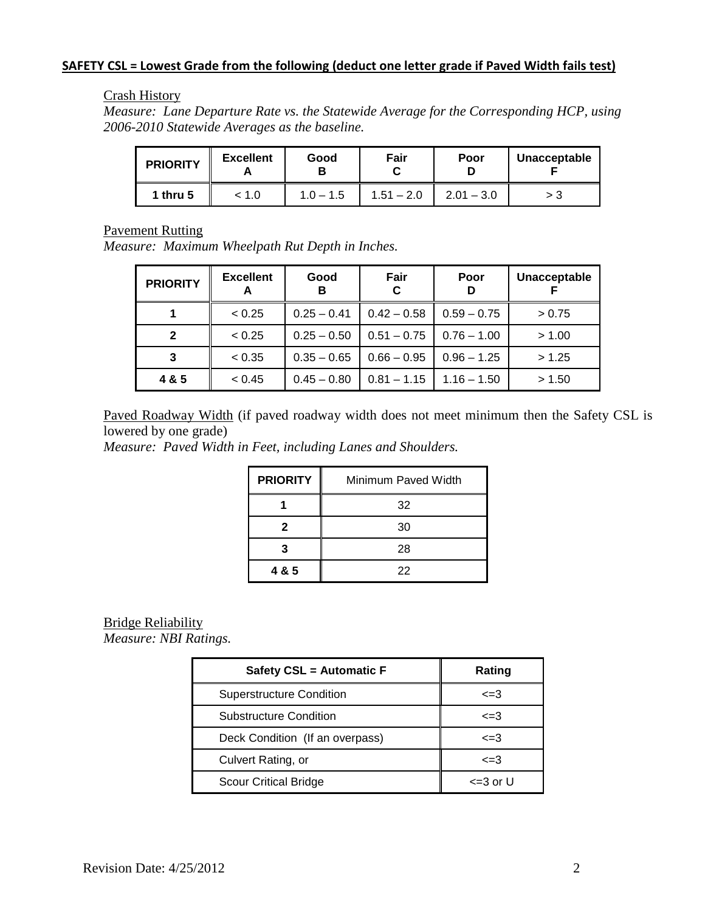**SAFETY CSL = Lowest Grade from the following (deduct one letter grade if Paved Width fails test)**

Crash History

*Measure: Lane Departure Rate vs. the Statewide Average for the Corresponding HCP, using 2006-2010 Statewide Averages as the baseline.*

| PRIORITY | Excellent A | Good B | Fair C | Poor D | Unacceptable F |
|---|---|---|---|---|---|
| 1 thru 5 | < 1.0 | 1.0 – 1.5 | 1.51 – 2.0 | 2.01 – 3.0 | > 3 |

Pavement Rutting

*Measure: Maximum Wheelpath Rut Depth in Inches.*

| PRIORITY | Excellent A | Good B | Fair C | Poor D | Unacceptable F |
|---|---|---|---|---|---|
| 1 | < 0.25 | 0.25 – 0.41 | 0.42 – 0.58 | 0.59 – 0.75 | > 0.75 |
| 2 | < 0.25 | 0.25 – 0.50 | 0.51 – 0.75 | 0.76 – 1.00 | > 1.00 |
| 3 | < 0.35 | 0.35 – 0.65 | 0.66 – 0.95 | 0.96 – 1.25 | > 1.25 |
| 4 & 5 | < 0.45 | 0.45 – 0.80 | 0.81 – 1.15 | 1.16 – 1.50 | > 1.50 |

Paved Roadway Width (if paved roadway width does not meet minimum then the Safety CSL is lowered by one grade)

*Measure: Paved Width in Feet, including Lanes and Shoulders.*

| PRIORITY | Minimum Paved Width |
|---|---|
| 1 | 32 |
| 2 | 30 |
| 3 | 28 |
| 4 & 5 | 22 |

Bridge Reliability

*Measure: NBI Ratings.*

| Safety CSL = Automatic F | Rating |
|---|---|
| Superstructure Condition | <=3 |
| Substructure Condition | <=3 |
| Deck Condition (If an overpass) | <=3 |
| Culvert Rating, or | <=3 |
| Scour Critical Bridge | <=3 or U |

Revision Date: 4/25/2012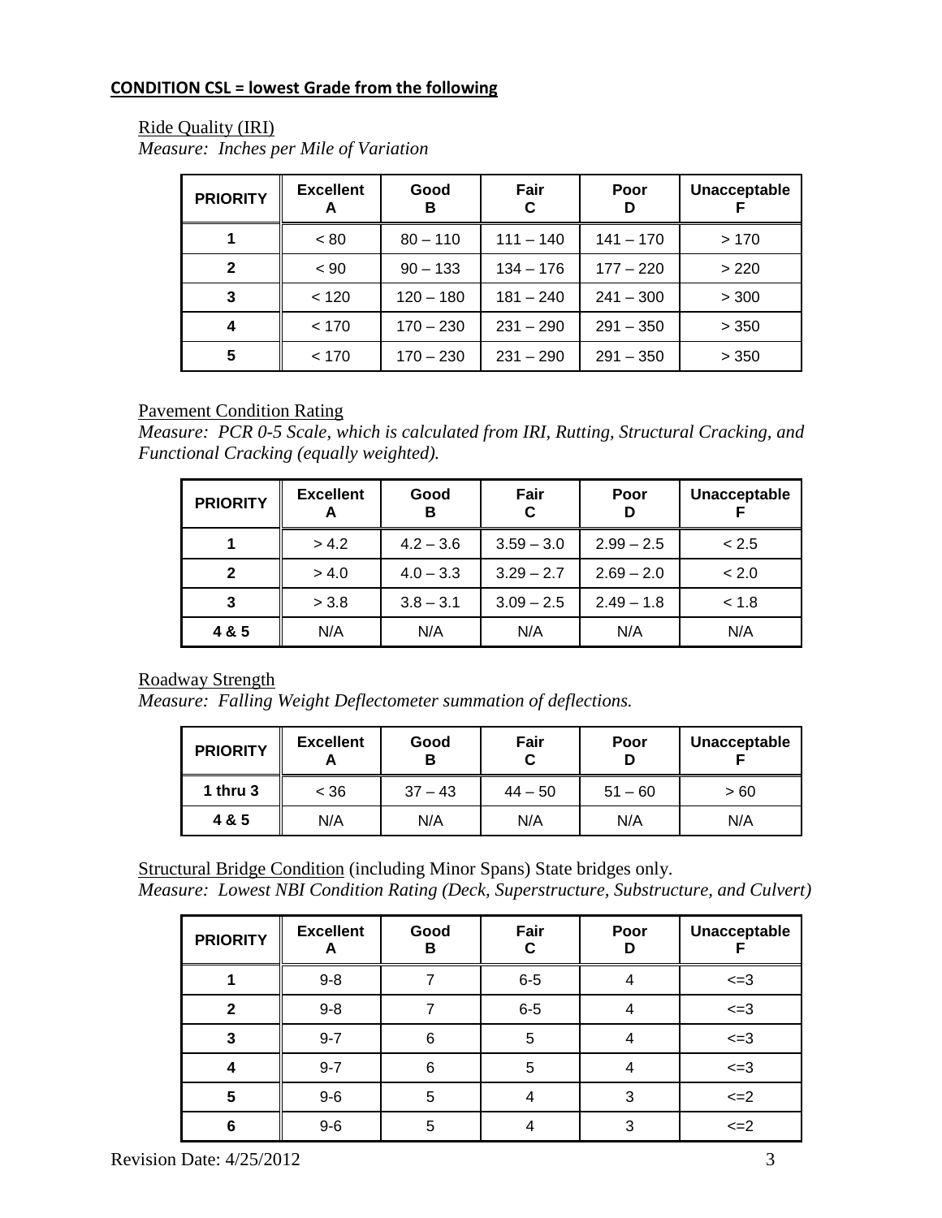**CONDITION CSL = lowest Grade from the following**

Ride Quality (IRI)
*Measure: Inches per Mile of Variation*

| PRIORITY | Excellent A | Good B | Fair C | Poor D | Unacceptable F |
|---|---|---|---|---|---|
| 1 | < 80 | 80 – 110 | 111 – 140 | 141 – 170 | > 170 |
| 2 | < 90 | 90 – 133 | 134 – 176 | 177 – 220 | > 220 |
| 3 | < 120 | 120 – 180 | 181 – 240 | 241 – 300 | > 300 |
| 4 | < 170 | 170 – 230 | 231 – 290 | 291 – 350 | > 350 |
| 5 | < 170 | 170 – 230 | 231 – 290 | 291 – 350 | > 350 |

Pavement Condition Rating
*Measure: PCR 0-5 Scale, which is calculated from IRI, Rutting, Structural Cracking, and Functional Cracking (equally weighted).*

| PRIORITY | Excellent A | Good B | Fair C | Poor D | Unacceptable F |
|---|---|---|---|---|---|
| 1 | > 4.2 | 4.2 – 3.6 | 3.59 – 3.0 | 2.99 – 2.5 | < 2.5 |
| 2 | > 4.0 | 4.0 – 3.3 | 3.29 – 2.7 | 2.69 – 2.0 | < 2.0 |
| 3 | > 3.8 | 3.8 – 3.1 | 3.09 – 2.5 | 2.49 – 1.8 | < 1.8 |
| 4 & 5 | N/A | N/A | N/A | N/A | N/A |

Roadway Strength
*Measure: Falling Weight Deflectometer summation of deflections.*

| PRIORITY | Excellent A | Good B | Fair C | Poor D | Unacceptable F |
|---|---|---|---|---|---|
| 1 thru 3 | < 36 | 37 – 43 | 44 – 50 | 51 – 60 | > 60 |
| 4 & 5 | N/A | N/A | N/A | N/A | N/A |

Structural Bridge Condition (including Minor Spans) State bridges only.
*Measure: Lowest NBI Condition Rating (Deck, Superstructure, Substructure, and Culvert)*

| PRIORITY | Excellent A | Good B | Fair C | Poor D | Unacceptable F |
|---|---|---|---|---|---|
| 1 | 9-8 | 7 | 6-5 | 4 | <=3 |
| 2 | 9-8 | 7 | 6-5 | 4 | <=3 |
| 3 | 9-7 | 6 | 5 | 4 | <=3 |
| 4 | 9-7 | 6 | 5 | 4 | <=3 |
| 5 | 9-6 | 5 | 4 | 3 | <=2 |
| 6 | 9-6 | 5 | 4 | 3 | <=2 |

Revision Date: 4/25/2012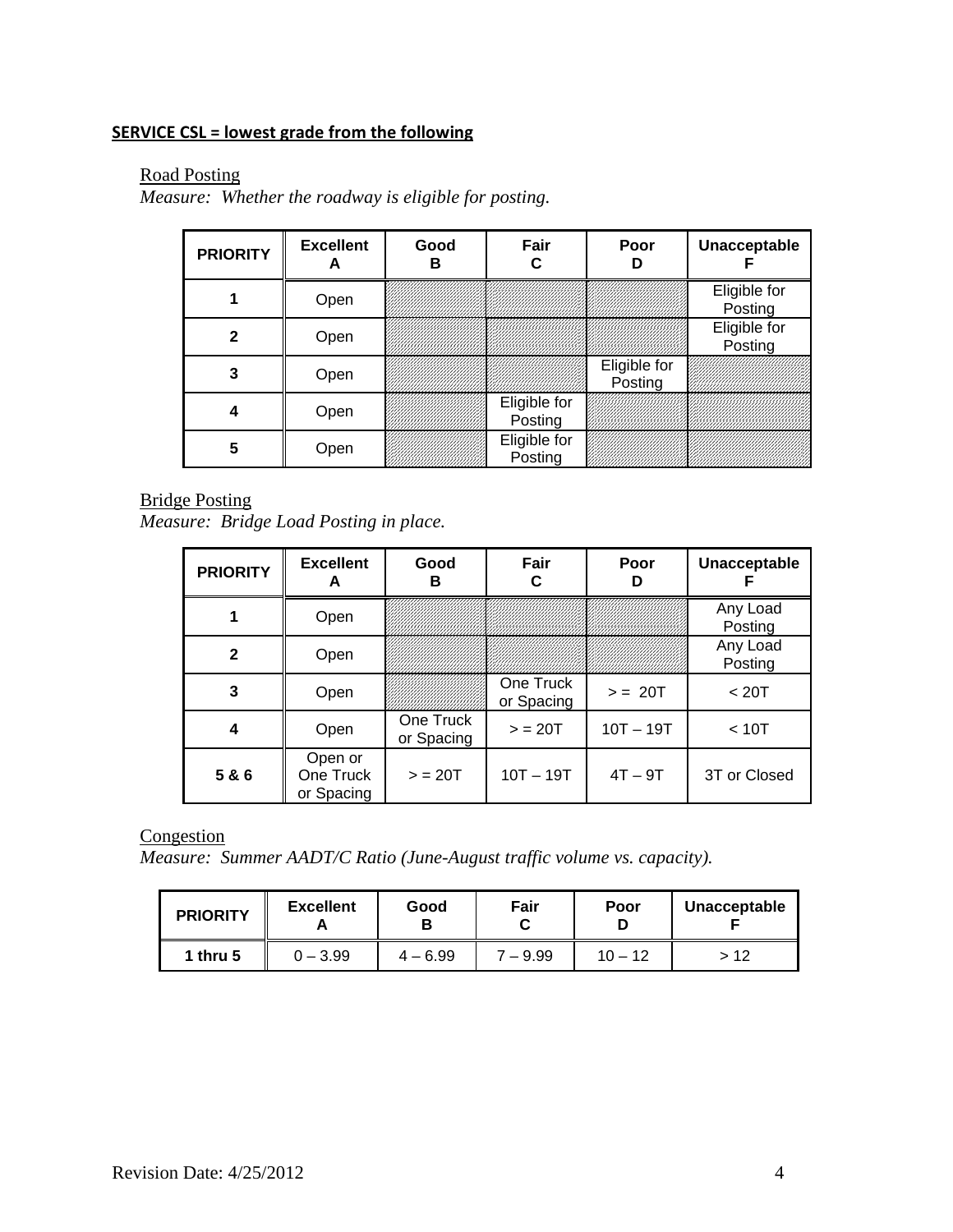**SERVICE CSL = lowest grade from the following**

Road Posting

*Measure: Whether the roadway is eligible for posting.*

| PRIORITY | Excellent A | Good B | Fair C | Poor D | Unacceptable F |
|---|---|---|---|---|---|
| 1 | Open | | | | Eligible for Posting |
| 2 | Open | | | | Eligible for Posting |
| 3 | Open | | | Eligible for Posting | |
| 4 | Open | | Eligible for Posting | | |
| 5 | Open | | Eligible for Posting | | |

Bridge Posting

*Measure: Bridge Load Posting in place.*

| PRIORITY | Excellent A | Good B | Fair C | Poor D | Unacceptable F |
|---|---|---|---|---|---|
| 1 | Open | | | | Any Load Posting |
| 2 | Open | | | | Any Load Posting |
| 3 | Open | | One Truck or Spacing | > = 20T | < 20T |
| 4 | Open | One Truck or Spacing | > = 20T | 10T – 19T | < 10T |
| 5 & 6 | Open or One Truck or Spacing | > = 20T | 10T – 19T | 4T – 9T | 3T or Closed |

Congestion

*Measure: Summer AADT/C Ratio (June-August traffic volume vs. capacity).*

| PRIORITY | Excellent A | Good B | Fair C | Poor D | Unacceptable F |
|---|---|---|---|---|---|
| 1 thru 5 | 0 – 3.99 | 4 – 6.99 | 7 – 9.99 | 10 – 12 | > 12 |

Revision Date: 4/25/2012